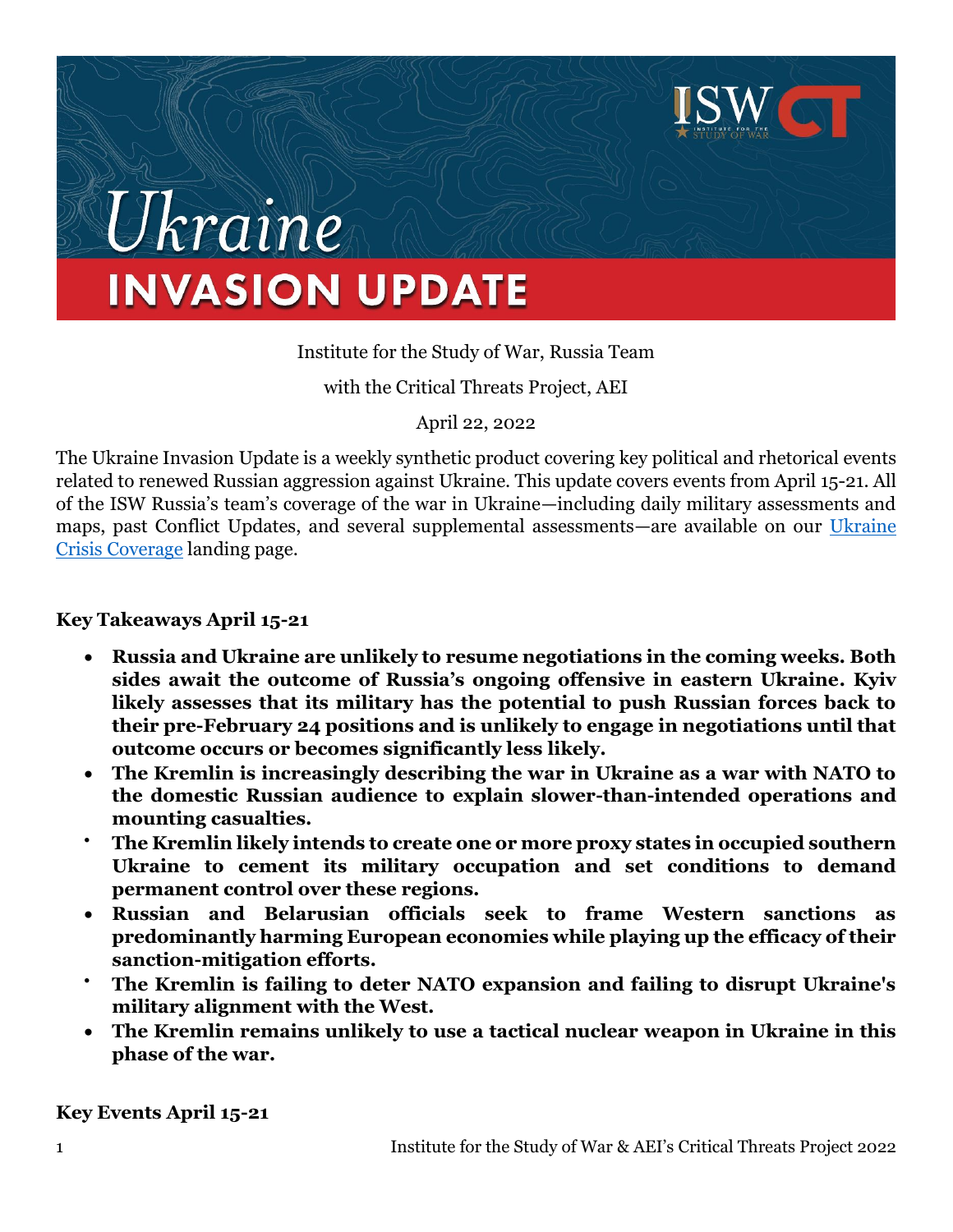# Ukraine

# INVASION UPDATE

Institute for the Study of War, Russia Team

with the Critical Threats Project, AEI

April 22, 2022

The Ukraine Invasion Update is a weekly synthetic product covering key political and rhetorical events related to renewed Russian aggression against Ukraine. This update covers events from April 15-21. All of the ISW Russia's team's coverage of the war in Ukraine—including daily military assessments and maps, past Conflict Updates, and several supplemental assessments—are available on our [Ukraine Crisis Coverage]() landing page.

**Key Takeaways April 15-21**

- **Russia and Ukraine are unlikely to resume negotiations in the coming weeks. Both sides await the outcome of Russia's ongoing offensive in eastern Ukraine. Kyiv likely assesses that its military has the potential to push Russian forces back to their pre-February 24 positions and is unlikely to engage in negotiations until that outcome occurs or becomes significantly less likely.**
- **The Kremlin is increasingly describing the war in Ukraine as a war with NATO to the domestic Russian audience to explain slower-than-intended operations and mounting casualties.**
- **The Kremlin likely intends to create one or more proxy states in occupied southern Ukraine to cement its military occupation and set conditions to demand permanent control over these regions.**
- **Russian and Belarusian officials seek to frame Western sanctions as predominantly harming European economies while playing up the efficacy of their sanction-mitigation efforts.**
- **The Kremlin is failing to deter NATO expansion and failing to disrupt Ukraine's military alignment with the West.**
- **The Kremlin remains unlikely to use a tactical nuclear weapon in Ukraine in this phase of the war.**

**Key Events April 15-21**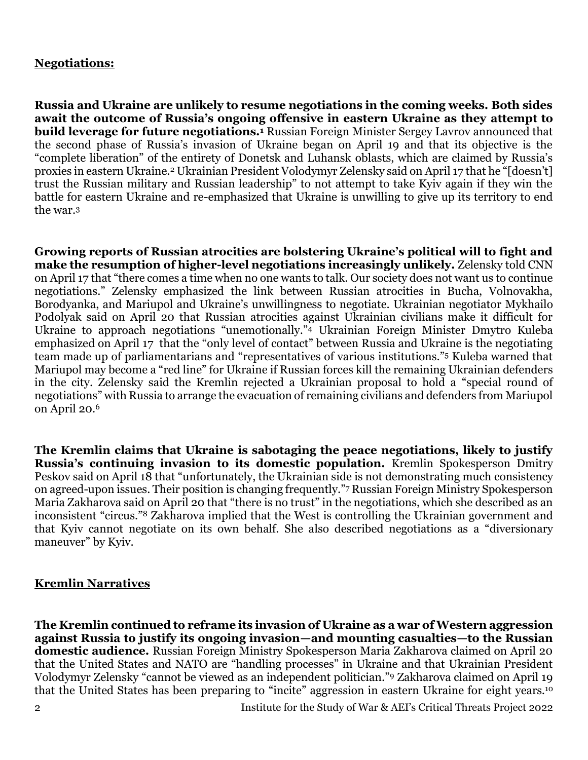**Negotiations:**

**Russia and Ukraine are unlikely to resume negotiations in the coming weeks. Both sides await the outcome of Russia's ongoing offensive in eastern Ukraine as they attempt to build leverage for future negotiations.[1]** Russian Foreign Minister Sergey Lavrov announced that the second phase of Russia's invasion of Ukraine began on April 19 and that its objective is the "complete liberation" of the entirety of Donetsk and Luhansk oblasts, which are claimed by Russia's proxies in eastern Ukraine.[2] Ukrainian President Volodymyr Zelensky said on April 17 that he "[doesn't] trust the Russian military and Russian leadership" to not attempt to take Kyiv again if they win the battle for eastern Ukraine and re-emphasized that Ukraine is unwilling to give up its territory to end the war.[3]

**Growing reports of Russian atrocities are bolstering Ukraine's political will to fight and make the resumption of higher-level negotiations increasingly unlikely.** Zelensky told CNN on April 17 that "there comes a time when no one wants to talk. Our society does not want us to continue negotiations." Zelensky emphasized the link between Russian atrocities in Bucha, Volnovakha, Borodyanka, and Mariupol and Ukraine's unwillingness to negotiate. Ukrainian negotiator Mykhailo Podolyak said on April 20 that Russian atrocities against Ukrainian civilians make it difficult for Ukraine to approach negotiations "unemotionally."[4] Ukrainian Foreign Minister Dmytro Kuleba emphasized on April 17 that the "only level of contact" between Russia and Ukraine is the negotiating team made up of parliamentarians and "representatives of various institutions."[5] Kuleba warned that Mariupol may become a "red line" for Ukraine if Russian forces kill the remaining Ukrainian defenders in the city. Zelensky said the Kremlin rejected a Ukrainian proposal to hold a "special round of negotiations" with Russia to arrange the evacuation of remaining civilians and defenders from Mariupol on April 20.[6]

**The Kremlin claims that Ukraine is sabotaging the peace negotiations, likely to justify Russia's continuing invasion to its domestic population.** Kremlin Spokesperson Dmitry Peskov said on April 18 that "unfortunately, the Ukrainian side is not demonstrating much consistency on agreed-upon issues. Their position is changing frequently."[7] Russian Foreign Ministry Spokesperson Maria Zakharova said on April 20 that "there is no trust" in the negotiations, which she described as an inconsistent "circus."[8] Zakharova implied that the West is controlling the Ukrainian government and that Kyiv cannot negotiate on its own behalf. She also described negotiations as a "diversionary maneuver" by Kyiv.

**Kremlin Narratives**

**The Kremlin continued to reframe its invasion of Ukraine as a war of Western aggression against Russia to justify its ongoing invasion—and mounting casualties—to the Russian domestic audience.** Russian Foreign Ministry Spokesperson Maria Zakharova claimed on April 20 that the United States and NATO are "handling processes" in Ukraine and that Ukrainian President Volodymyr Zelensky "cannot be viewed as an independent politician."[9] Zakharova claimed on April 19 that the United States has been preparing to "incite" aggression in eastern Ukraine for eight years.[10]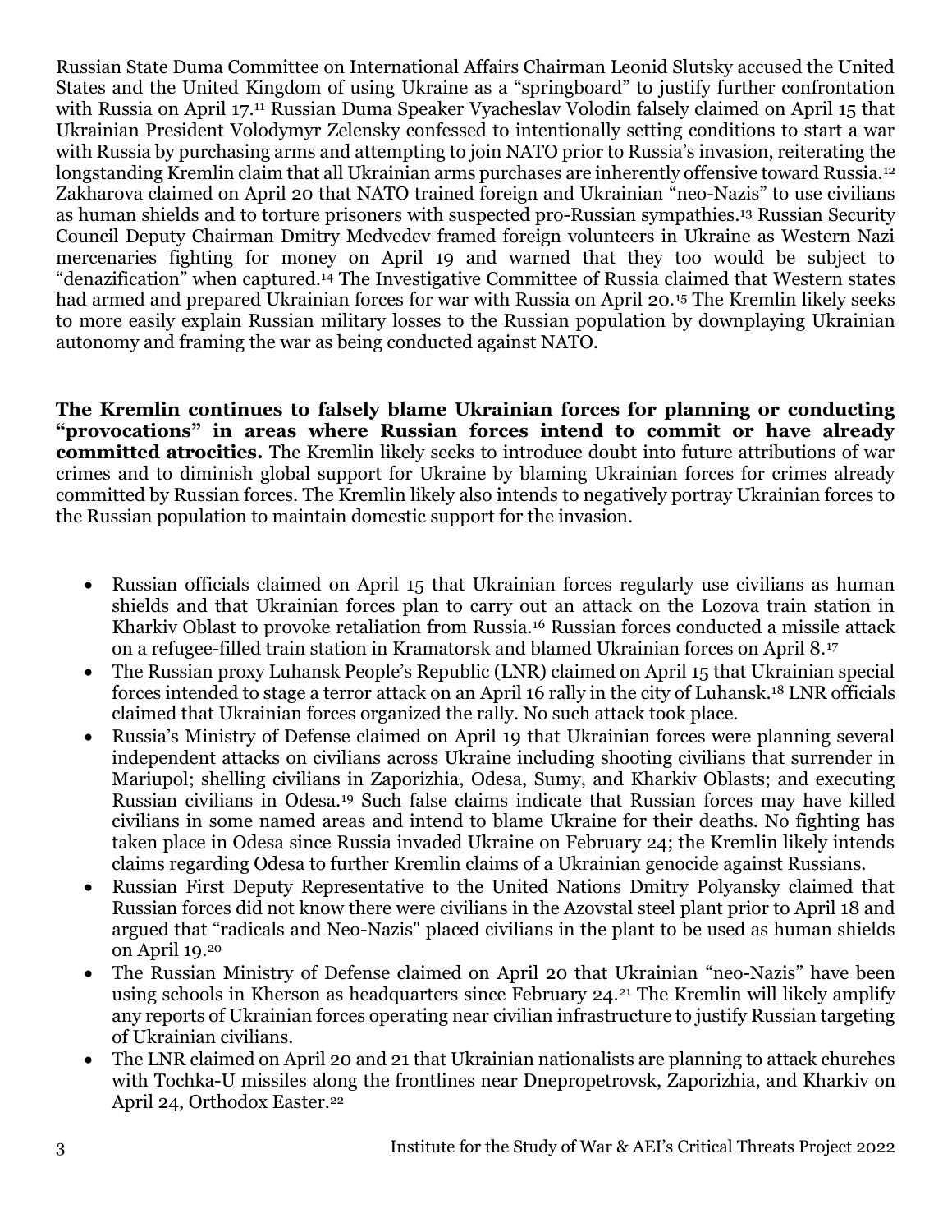Russian State Duma Committee on International Affairs Chairman Leonid Slutsky accused the United States and the United Kingdom of using Ukraine as a "springboard" to justify further confrontation with Russia on April 17.[11] Russian Duma Speaker Vyacheslav Volodin falsely claimed on April 15 that Ukrainian President Volodymyr Zelensky confessed to intentionally setting conditions to start a war with Russia by purchasing arms and attempting to join NATO prior to Russia's invasion, reiterating the longstanding Kremlin claim that all Ukrainian arms purchases are inherently offensive toward Russia.[12] Zakharova claimed on April 20 that NATO trained foreign and Ukrainian "neo-Nazis" to use civilians as human shields and to torture prisoners with suspected pro-Russian sympathies.[13] Russian Security Council Deputy Chairman Dmitry Medvedev framed foreign volunteers in Ukraine as Western Nazi mercenaries fighting for money on April 19 and warned that they too would be subject to "denazification" when captured.[14] The Investigative Committee of Russia claimed that Western states had armed and prepared Ukrainian forces for war with Russia on April 20.[15] The Kremlin likely seeks to more easily explain Russian military losses to the Russian population by downplaying Ukrainian autonomy and framing the war as being conducted against NATO.

**The Kremlin continues to falsely blame Ukrainian forces for planning or conducting "provocations" in areas where Russian forces intend to commit or have already committed atrocities.** The Kremlin likely seeks to introduce doubt into future attributions of war crimes and to diminish global support for Ukraine by blaming Ukrainian forces for crimes already committed by Russian forces. The Kremlin likely also intends to negatively portray Ukrainian forces to the Russian population to maintain domestic support for the invasion.

- Russian officials claimed on April 15 that Ukrainian forces regularly use civilians as human shields and that Ukrainian forces plan to carry out an attack on the Lozova train station in Kharkiv Oblast to provoke retaliation from Russia.[16] Russian forces conducted a missile attack on a refugee-filled train station in Kramatorsk and blamed Ukrainian forces on April 8.[17]
- The Russian proxy Luhansk People's Republic (LNR) claimed on April 15 that Ukrainian special forces intended to stage a terror attack on an April 16 rally in the city of Luhansk.[18] LNR officials claimed that Ukrainian forces organized the rally. No such attack took place.
- Russia's Ministry of Defense claimed on April 19 that Ukrainian forces were planning several independent attacks on civilians across Ukraine including shooting civilians that surrender in Mariupol; shelling civilians in Zaporizhia, Odesa, Sumy, and Kharkiv Oblasts; and executing Russian civilians in Odesa.[19] Such false claims indicate that Russian forces may have killed civilians in some named areas and intend to blame Ukraine for their deaths. No fighting has taken place in Odesa since Russia invaded Ukraine on February 24; the Kremlin likely intends claims regarding Odesa to further Kremlin claims of a Ukrainian genocide against Russians.
- Russian First Deputy Representative to the United Nations Dmitry Polyansky claimed that Russian forces did not know there were civilians in the Azovstal steel plant prior to April 18 and argued that "radicals and Neo-Nazis" placed civilians in the plant to be used as human shields on April 19.[20]
- The Russian Ministry of Defense claimed on April 20 that Ukrainian "neo-Nazis" have been using schools in Kherson as headquarters since February 24.[21] The Kremlin will likely amplify any reports of Ukrainian forces operating near civilian infrastructure to justify Russian targeting of Ukrainian civilians.
- The LNR claimed on April 20 and 21 that Ukrainian nationalists are planning to attack churches with Tochka-U missiles along the frontlines near Dnepropetrovsk, Zaporizhia, and Kharkiv on April 24, Orthodox Easter.[22]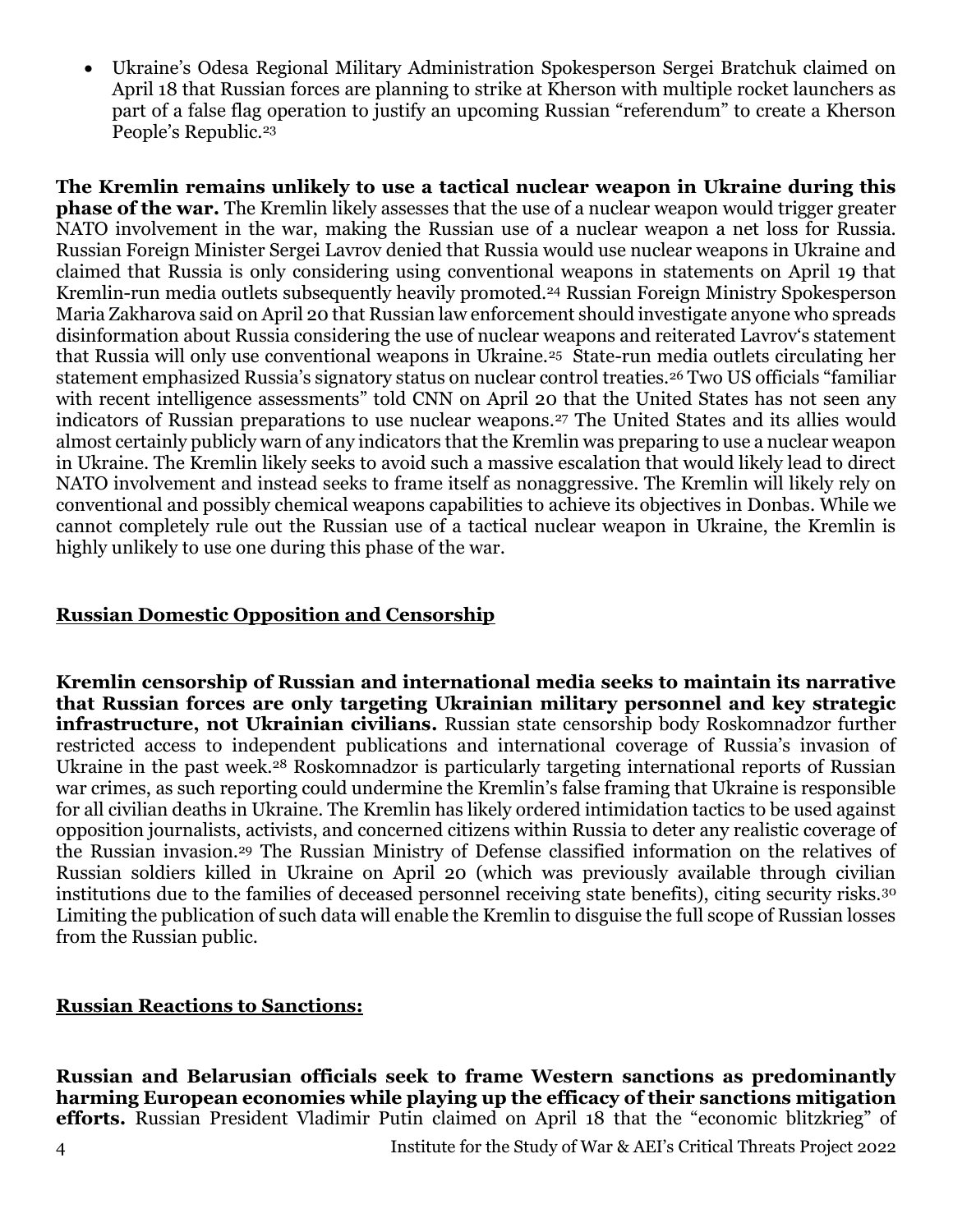- Ukraine's Odesa Regional Military Administration Spokesperson Sergei Bratchuk claimed on April 18 that Russian forces are planning to strike at Kherson with multiple rocket launchers as part of a false flag operation to justify an upcoming Russian "referendum" to create a Kherson People's Republic.[23]

**The Kremlin remains unlikely to use a tactical nuclear weapon in Ukraine during this phase of the war.** The Kremlin likely assesses that the use of a nuclear weapon would trigger greater NATO involvement in the war, making the Russian use of a nuclear weapon a net loss for Russia. Russian Foreign Minister Sergei Lavrov denied that Russia would use nuclear weapons in Ukraine and claimed that Russia is only considering using conventional weapons in statements on April 19 that Kremlin-run media outlets subsequently heavily promoted.[24] Russian Foreign Ministry Spokesperson Maria Zakharova said on April 20 that Russian law enforcement should investigate anyone who spreads disinformation about Russia considering the use of nuclear weapons and reiterated Lavrov's statement that Russia will only use conventional weapons in Ukraine.[25] State-run media outlets circulating her statement emphasized Russia's signatory status on nuclear control treaties.[26] Two US officials "familiar with recent intelligence assessments" told CNN on April 20 that the United States has not seen any indicators of Russian preparations to use nuclear weapons.[27] The United States and its allies would almost certainly publicly warn of any indicators that the Kremlin was preparing to use a nuclear weapon in Ukraine. The Kremlin likely seeks to avoid such a massive escalation that would likely lead to direct NATO involvement and instead seeks to frame itself as nonaggressive. The Kremlin will likely rely on conventional and possibly chemical weapons capabilities to achieve its objectives in Donbas. While we cannot completely rule out the Russian use of a tactical nuclear weapon in Ukraine, the Kremlin is highly unlikely to use one during this phase of the war.

## Russian Domestic Opposition and Censorship

**Kremlin censorship of Russian and international media seeks to maintain its narrative that Russian forces are only targeting Ukrainian military personnel and key strategic infrastructure, not Ukrainian civilians.** Russian state censorship body Roskomnadzor further restricted access to independent publications and international coverage of Russia's invasion of Ukraine in the past week.[28] Roskomnadzor is particularly targeting international reports of Russian war crimes, as such reporting could undermine the Kremlin's false framing that Ukraine is responsible for all civilian deaths in Ukraine. The Kremlin has likely ordered intimidation tactics to be used against opposition journalists, activists, and concerned citizens within Russia to deter any realistic coverage of the Russian invasion.[29] The Russian Ministry of Defense classified information on the relatives of Russian soldiers killed in Ukraine on April 20 (which was previously available through civilian institutions due to the families of deceased personnel receiving state benefits), citing security risks.[30] Limiting the publication of such data will enable the Kremlin to disguise the full scope of Russian losses from the Russian public.

## Russian Reactions to Sanctions:

**Russian and Belarusian officials seek to frame Western sanctions as predominantly harming European economies while playing up the efficacy of their sanctions mitigation efforts.** Russian President Vladimir Putin claimed on April 18 that the "economic blitzkrieg" of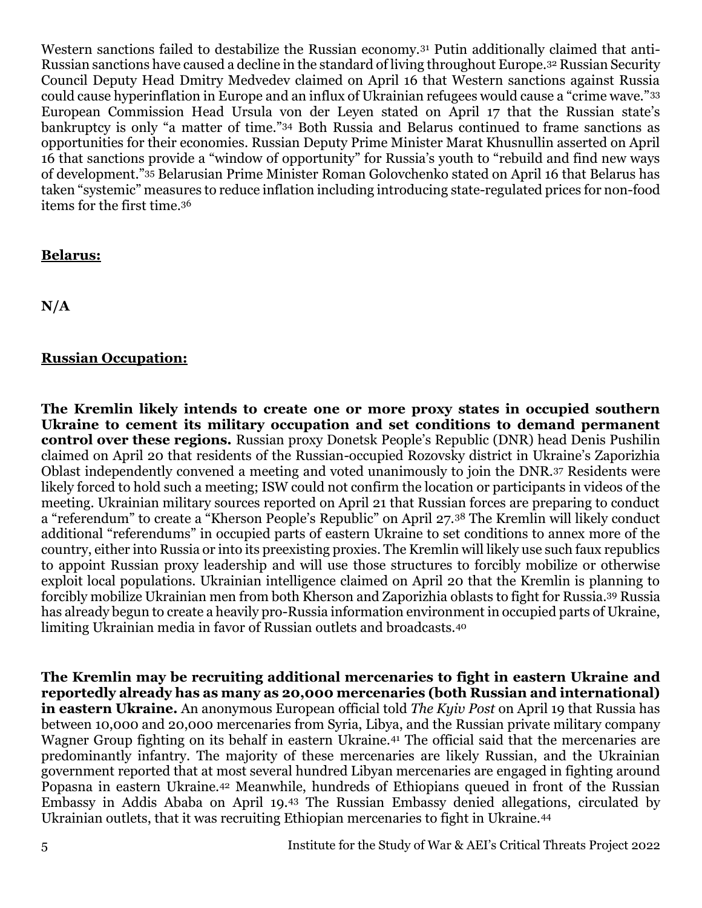Western sanctions failed to destabilize the Russian economy.[31] Putin additionally claimed that anti-Russian sanctions have caused a decline in the standard of living throughout Europe.[32] Russian Security Council Deputy Head Dmitry Medvedev claimed on April 16 that Western sanctions against Russia could cause hyperinflation in Europe and an influx of Ukrainian refugees would cause a "crime wave."[33] European Commission Head Ursula von der Leyen stated on April 17 that the Russian state's bankruptcy is only "a matter of time."[34] Both Russia and Belarus continued to frame sanctions as opportunities for their economies. Russian Deputy Prime Minister Marat Khusnullin asserted on April 16 that sanctions provide a "window of opportunity" for Russia's youth to "rebuild and find new ways of development."[35] Belarusian Prime Minister Roman Golovchenko stated on April 16 that Belarus has taken "systemic" measures to reduce inflation including introducing state-regulated prices for non-food items for the first time.[36]

**Belarus:**

**N/A**

**Russian Occupation:**

**The Kremlin likely intends to create one or more proxy states in occupied southern Ukraine to cement its military occupation and set conditions to demand permanent control over these regions.** Russian proxy Donetsk People's Republic (DNR) head Denis Pushilin claimed on April 20 that residents of the Russian-occupied Rozovsky district in Ukraine's Zaporizhia Oblast independently convened a meeting and voted unanimously to join the DNR.[37] Residents were likely forced to hold such a meeting; ISW could not confirm the location or participants in videos of the meeting. Ukrainian military sources reported on April 21 that Russian forces are preparing to conduct a "referendum" to create a "Kherson People's Republic" on April 27.[38] The Kremlin will likely conduct additional "referendums" in occupied parts of eastern Ukraine to set conditions to annex more of the country, either into Russia or into its preexisting proxies. The Kremlin will likely use such faux republics to appoint Russian proxy leadership and will use those structures to forcibly mobilize or otherwise exploit local populations. Ukrainian intelligence claimed on April 20 that the Kremlin is planning to forcibly mobilize Ukrainian men from both Kherson and Zaporizhia oblasts to fight for Russia.[39] Russia has already begun to create a heavily pro-Russia information environment in occupied parts of Ukraine, limiting Ukrainian media in favor of Russian outlets and broadcasts.[40]

**The Kremlin may be recruiting additional mercenaries to fight in eastern Ukraine and reportedly already has as many as 20,000 mercenaries (both Russian and international) in eastern Ukraine.** An anonymous European official told *The Kyiv Post* on April 19 that Russia has between 10,000 and 20,000 mercenaries from Syria, Libya, and the Russian private military company Wagner Group fighting on its behalf in eastern Ukraine.[41] The official said that the mercenaries are predominantly infantry. The majority of these mercenaries are likely Russian, and the Ukrainian government reported that at most several hundred Libyan mercenaries are engaged in fighting around Popasna in eastern Ukraine.[42] Meanwhile, hundreds of Ethiopians queued in front of the Russian Embassy in Addis Ababa on April 19.[43] The Russian Embassy denied allegations, circulated by Ukrainian outlets, that it was recruiting Ethiopian mercenaries to fight in Ukraine.[44]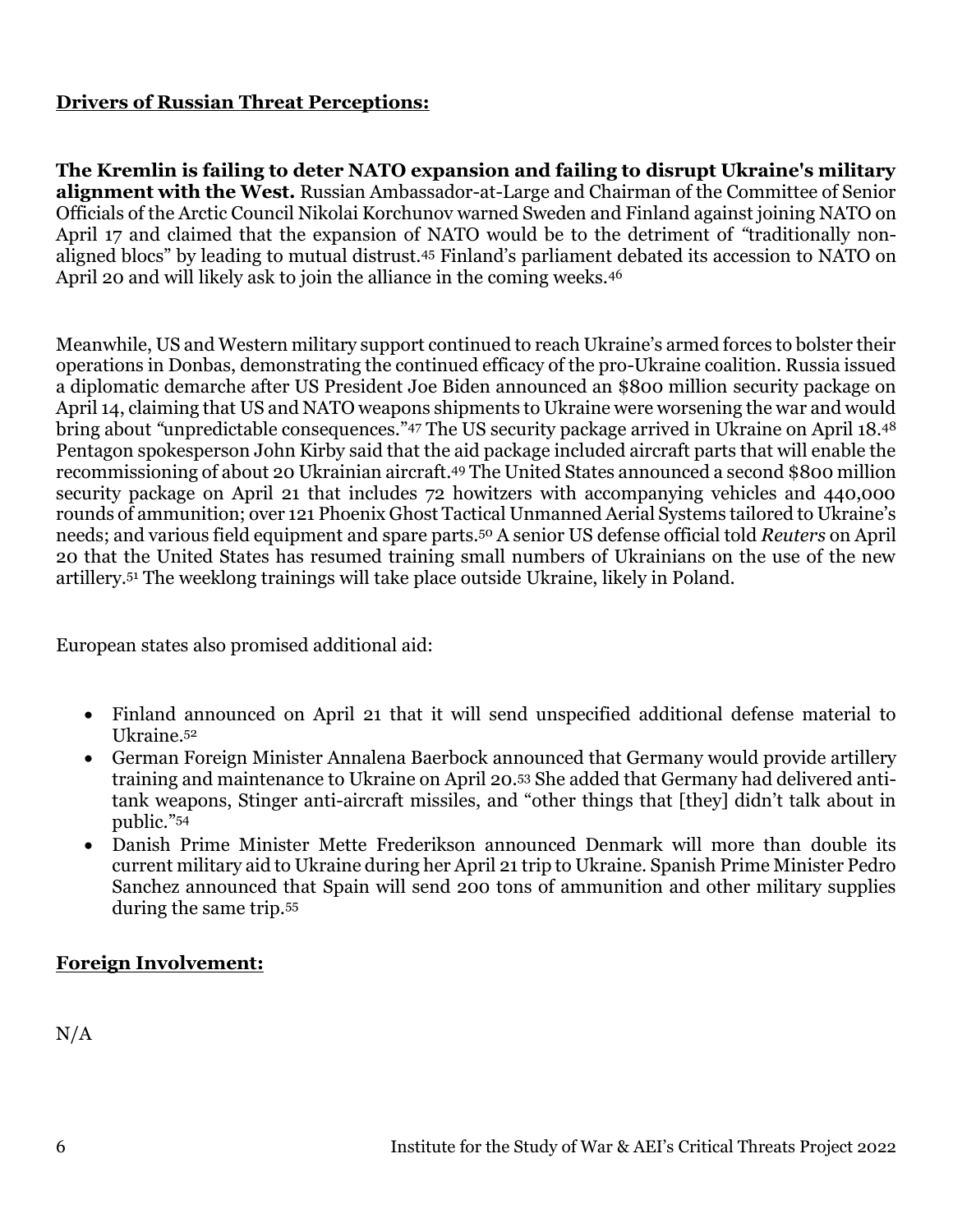**Drivers of Russian Threat Perceptions:**

**The Kremlin is failing to deter NATO expansion and failing to disrupt Ukraine's military alignment with the West.** Russian Ambassador-at-Large and Chairman of the Committee of Senior Officials of the Arctic Council Nikolai Korchunov warned Sweden and Finland against joining NATO on April 17 and claimed that the expansion of NATO would be to the detriment of "traditionally non-aligned blocs" by leading to mutual distrust.[45] Finland's parliament debated its accession to NATO on April 20 and will likely ask to join the alliance in the coming weeks.[46]

Meanwhile, US and Western military support continued to reach Ukraine's armed forces to bolster their operations in Donbas, demonstrating the continued efficacy of the pro-Ukraine coalition. Russia issued a diplomatic demarche after US President Joe Biden announced an $800 million security package on April 14, claiming that US and NATO weapons shipments to Ukraine were worsening the war and would bring about "unpredictable consequences."[47] The US security package arrived in Ukraine on April 18.[48] Pentagon spokesperson John Kirby said that the aid package included aircraft parts that will enable the recommissioning of about 20 Ukrainian aircraft.[49] The United States announced a second $800 million security package on April 21 that includes 72 howitzers with accompanying vehicles and 440,000 rounds of ammunition; over 121 Phoenix Ghost Tactical Unmanned Aerial Systems tailored to Ukraine's needs; and various field equipment and spare parts.[50] A senior US defense official told *Reuters* on April 20 that the United States has resumed training small numbers of Ukrainians on the use of the new artillery.[51] The weeklong trainings will take place outside Ukraine, likely in Poland.

European states also promised additional aid:

- Finland announced on April 21 that it will send unspecified additional defense material to Ukraine.[52]
- German Foreign Minister Annalena Baerbock announced that Germany would provide artillery training and maintenance to Ukraine on April 20.[53] She added that Germany had delivered anti-tank weapons, Stinger anti-aircraft missiles, and "other things that [they] didn't talk about in public."[54]
- Danish Prime Minister Mette Frederikson announced Denmark will more than double its current military aid to Ukraine during her April 21 trip to Ukraine. Spanish Prime Minister Pedro Sanchez announced that Spain will send 200 tons of ammunition and other military supplies during the same trip.[55]

**Foreign Involvement:**

N/A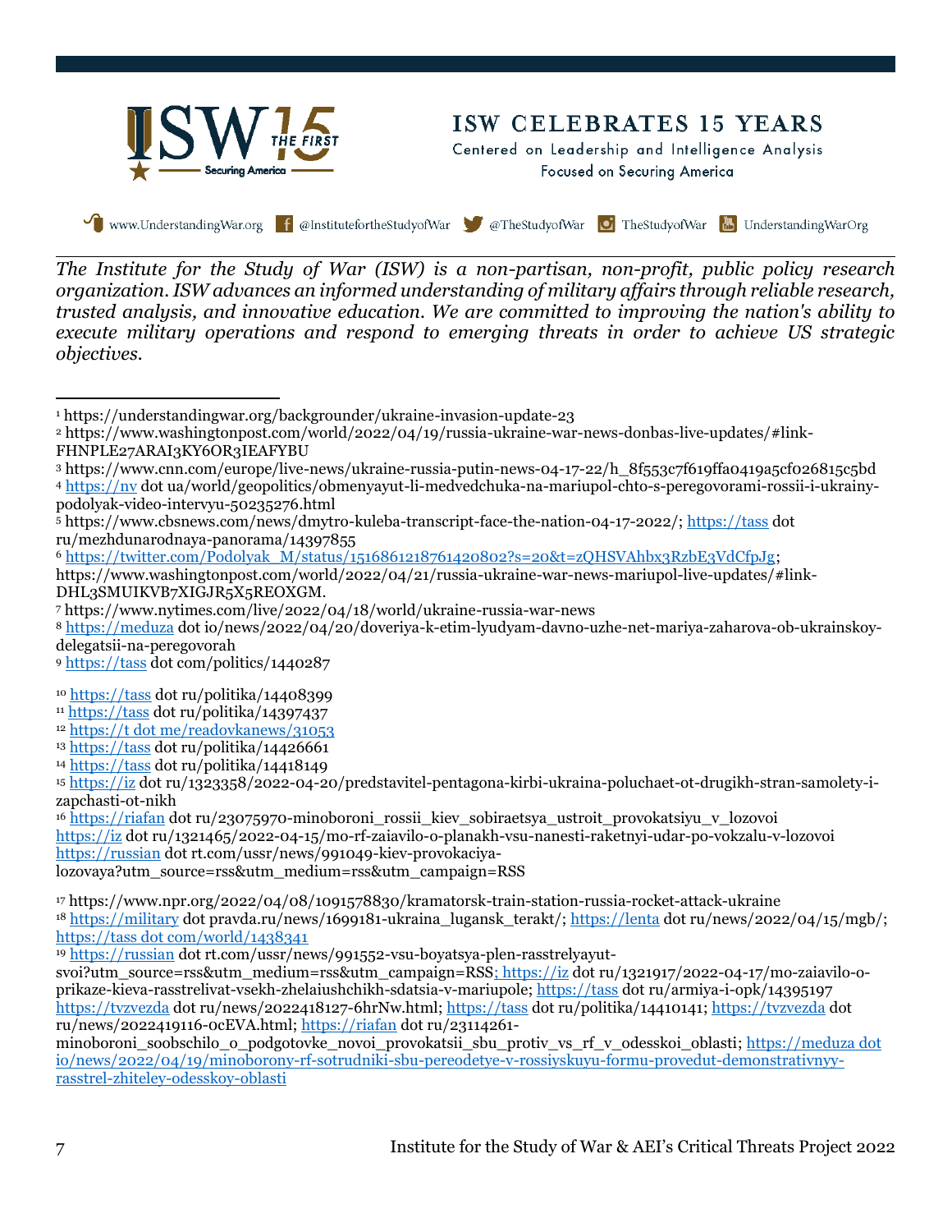ISW CELEBRATES 15 YEARS

Centered on Leadership and Intelligence Analysis
Focused on Securing America

www.UnderstandingWar.org @InstitutefortheStudyofWar @TheStudyofWar TheStudyofWar UnderstandingWarOrg

*The Institute for the Study of War (ISW) is a non-partisan, non-profit, public policy research organization. ISW advances an informed understanding of military affairs through reliable research, trusted analysis, and innovative education. We are committed to improving the nation's ability to execute military operations and respond to emerging threats in order to achieve US strategic objectives.*

---

[1] https://understandingwar.org/backgrounder/ukraine-invasion-update-23

[2] https://www.washingtonpost.com/world/2022/04/19/russia-ukraine-war-news-donbas-live-updates/#link-FHNPLE27ARAI3KY6OR3IEAFYBU

[3] https://www.cnn.com/europe/live-news/ukraine-russia-putin-news-04-17-22/h_8f553c7f619ffa0419a5cf026815c5bd

[4] https://nv dot ua/world/geopolitics/obmenyayut-li-medvedchuka-na-mariupol-chto-s-peregovorami-rossii-i-ukrainy-podolyak-video-intervyu-50235276.html

[5] https://www.cbsnews.com/news/dmytro-kuleba-transcript-face-the-nation-04-17-2022/; https://tass dot ru/mezhdunarodnaya-panorama/14397855

[6] https://twitter.com/Podolyak_M/status/1516861218761420802?s=20&t=zQHSVAhbx3RzbE3VdCfpJg; https://www.washingtonpost.com/world/2022/04/21/russia-ukraine-war-news-mariupol-live-updates/#link-DHL3SMUIKVB7XIGJR5X5REOXGM.

[7] https://www.nytimes.com/live/2022/04/18/world/ukraine-russia-war-news

[8] https://meduza dot io/news/2022/04/20/doveriya-k-etim-lyudyam-davno-uzhe-net-mariya-zaharova-ob-ukrainskoy-delegatsii-na-peregovorah

[9] https://tass dot com/politics/1440287

[10] https://tass dot ru/politika/14408399

[11] https://tass dot ru/politika/14397437

[12] https://t dot me/readovkanews/31053

[13] https://tass dot ru/politika/14426661

[14] https://tass dot ru/politika/14418149

[15] https://iz dot ru/1323358/2022-04-20/predstavitel-pentagona-kirbi-ukraina-poluchaet-ot-drugikh-stran-samolety-i-zapchasti-ot-nikh

[16] https://riafan dot ru/23075970-minoboroni_rossii_kiev_sobiraetsya_ustroit_provokatsiyu_v_lozovoi https://iz dot ru/1321465/2022-04-15/mo-rf-zaiavilo-o-planakh-vsu-nanesti-raketnyi-udar-po-vokzalu-v-lozovoi https://russian dot rt.com/ussr/news/991049-kiev-provokaciya-lozovaya?utm_source=rss&utm_medium=rss&utm_campaign=RSS

[17] https://www.npr.org/2022/04/08/1091578830/kramatorsk-train-station-russia-rocket-attack-ukraine

[18] https://military dot pravda.ru/news/1699181-ukraina_lugansk_terakt/; https://lenta dot ru/news/2022/04/15/mgb/; https://tass dot com/world/1438341

[19] https://russian dot rt.com/ussr/news/991552-vsu-boyatsya-plen-rasstrelyayut-svoi?utm_source=rss&utm_medium=rss&utm_campaign=RSS; https://iz dot ru/1321917/2022-04-17/mo-zaiavilo-o-prikaze-kieva-rasstrelivat-vsekh-zhelaiushchikh-sdatsia-v-mariupole; https://tass dot ru/armiya-i-opk/14395197 https://tvzvezda dot ru/news/2022418127-6hrNw.html; https://tass dot ru/politika/14410141; https://tvzvezda dot ru/news/2022419116-0cEVA.html; https://riafan dot ru/23114261-minoboroni_soobschilo_o_podgotovke_novoi_provokatsii_sbu_protiv_vs_rf_v_odesskoi_oblasti; https://meduza dot io/news/2022/04/19/minoborony-rf-sotrudniki-sbu-pereodetye-v-rossiyskuyu-formu-provedut-demonstrativnyy-rasstrel-zhiteley-odesskoy-oblasti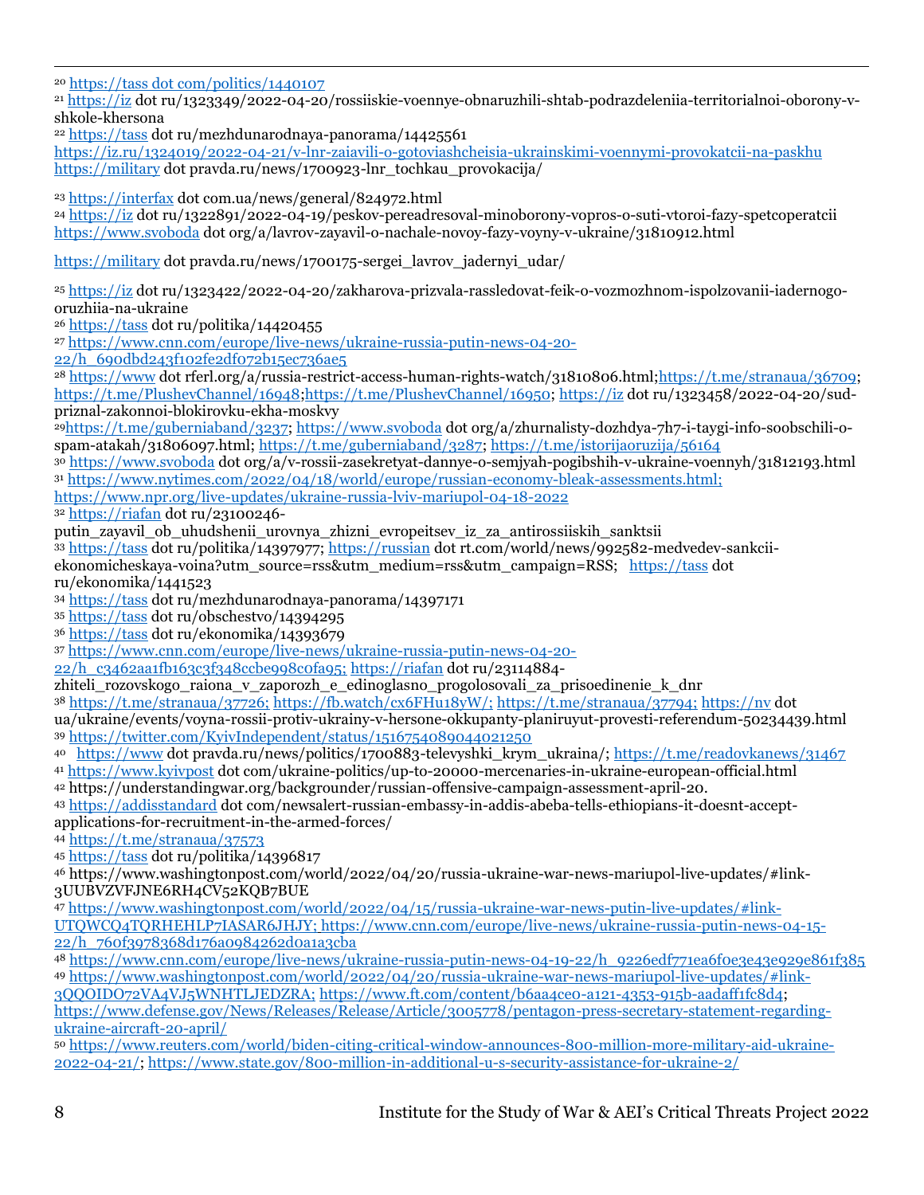[20] https://tass dot com/politics/1440107

[21] https://iz dot ru/1323349/2022-04-20/rossiiskie-voennye-obnaruzhili-shtab-podrazdeleniia-territorialnoi-oborony-v-shkole-khersona

[22] https://tass dot ru/mezhdunarodnaya-panorama/14425561
https://iz.ru/1324019/2022-04-21/v-lnr-zaiavili-o-gotoviashcheisia-ukrainskimi-voennymi-provokatcii-na-paskhu
https://military dot pravda.ru/news/1700923-lnr_tochkau_provokacija/

[23] https://interfax dot com.ua/news/general/824972.html

[24] https://iz dot ru/1322891/2022-04-19/peskov-pereadresoval-minoborony-vopros-o-suti-vtoroi-fazy-spetcoperatcii
https://www.svoboda dot org/a/lavrov-zayavil-o-nachale-novoy-fazy-voyny-v-ukraine/31810912.html

https://military dot pravda.ru/news/1700175-sergei_lavrov_jadernyi_udar/

[25] https://iz dot ru/1323422/2022-04-20/zakharova-prizvala-rassledovat-feik-o-vozmozhnom-ispolzovanii-iadernogo-oruzhiia-na-ukraine

[26] https://tass dot ru/politika/14420455

[27] https://www.cnn.com/europe/live-news/ukraine-russia-putin-news-04-20-22/h_690dbd243f102fe2df072b15ec736ae5

[28] https://www dot rferl.org/a/russia-restrict-access-human-rights-watch/31810806.html;https://t.me/stranaua/36709; https://t.me/PlushevChannel/16948;https://t.me/PlushevChannel/16950; https://iz dot ru/1323458/2022-04-20/sud-priznal-zakonnoi-blokirovku-ekha-moskvy

[29] https://t.me/guberniaband/3237; https://www.svoboda dot org/a/zhurnalisty-dozhdya-7h7-i-taygi-info-soobschili-o-spam-atakah/31806097.html; https://t.me/guberniaband/3287; https://t.me/istorijaoruzija/56164

[30] https://www.svoboda dot org/a/v-rossii-zasekretyat-dannye-o-semjyah-pogibshih-v-ukraine-voennyh/31812193.html

[31] https://www.nytimes.com/2022/04/18/world/europe/russian-economy-bleak-assessments.html;
https://www.npr.org/live-updates/ukraine-russia-lviv-mariupol-04-18-2022

[32] https://riafan dot ru/23100246-putin_zayavil_ob_uhudshenii_urovnya_zhizni_evropeitsev_iz_za_antirossiiskih_sanktsii

[33] https://tass dot ru/politika/14397977; https://russian dot rt.com/world/news/992582-medvedev-sankcii-ekonomicheskaya-voina?utm_source=rss&utm_medium=rss&utm_campaign=RSS; https://tass dot ru/ekonomika/1441523

[34] https://tass dot ru/mezhdunarodnaya-panorama/14397171

[35] https://tass dot ru/obschestvo/14394295

[36] https://tass dot ru/ekonomika/14393679

[37] https://www.cnn.com/europe/live-news/ukraine-russia-putin-news-04-20-22/h_c3462aa1fb163c3f348ccbe998c0fa95; https://riafan dot ru/23114884-zhiteli_rozovskogo_raiona_v_zaporozh_e_edinoglasno_progolosovali_za_prisoedinenie_k_dnr

[38] https://t.me/stranaua/37726; https://fb.watch/cx6FHu18yW/; https://t.me/stranaua/37794; https://nv dot ua/ukraine/events/voyna-rossii-protiv-ukrainy-v-hersone-okkupanty-planiruyut-provesti-referendum-50234439.html

[39] https://twitter.com/KyivIndependent/status/1516754089044021250

[40] https://www dot pravda.ru/news/politics/1700883-televyshki_krym_ukraina/; https://t.me/readovkanews/31467

[41] https://www.kyivpost dot com/ukraine-politics/up-to-20000-mercenaries-in-ukraine-european-official.html

[42] https://understandingwar.org/backgrounder/russian-offensive-campaign-assessment-april-20.

[43] https://addisstandard dot com/newsalert-russian-embassy-in-addis-abeba-tells-ethiopians-it-doesnt-accept-applications-for-recruitment-in-the-armed-forces/

[44] https://t.me/stranaua/37573

[45] https://tass dot ru/politika/14396817

[46] https://www.washingtonpost.com/world/2022/04/20/russia-ukraine-war-news-mariupol-live-updates/#link-3UUBVZVFJNE6RH4CV52KQB7BUE

[47] https://www.washingtonpost.com/world/2022/04/15/russia-ukraine-war-news-putin-live-updates/#link-UTQWCQ4TQRHEHLP7IASAR6JHJY; https://www.cnn.com/europe/live-news/ukraine-russia-putin-news-04-15-22/h_760f3978368d176a0984262d0a1a3cba

[48] https://www.cnn.com/europe/live-news/ukraine-russia-putin-news-04-19-22/h_9226edf771ea6f0e3e43e929e861f385

[49] https://www.washingtonpost.com/world/2022/04/20/russia-ukraine-war-news-mariupol-live-updates/#link-3QQOIDO72VA4VJ5WNHTLJEDZRA; https://www.ft.com/content/b6aa4ce0-a121-4353-915b-aadaff1fc8d4; https://www.defense.gov/News/Releases/Release/Article/3005778/pentagon-press-secretary-statement-regarding-ukraine-aircraft-20-april/

[50] https://www.reuters.com/world/biden-citing-critical-window-announces-800-million-more-military-aid-ukraine-2022-04-21/; https://www.state.gov/800-million-in-additional-u-s-security-assistance-for-ukraine-2/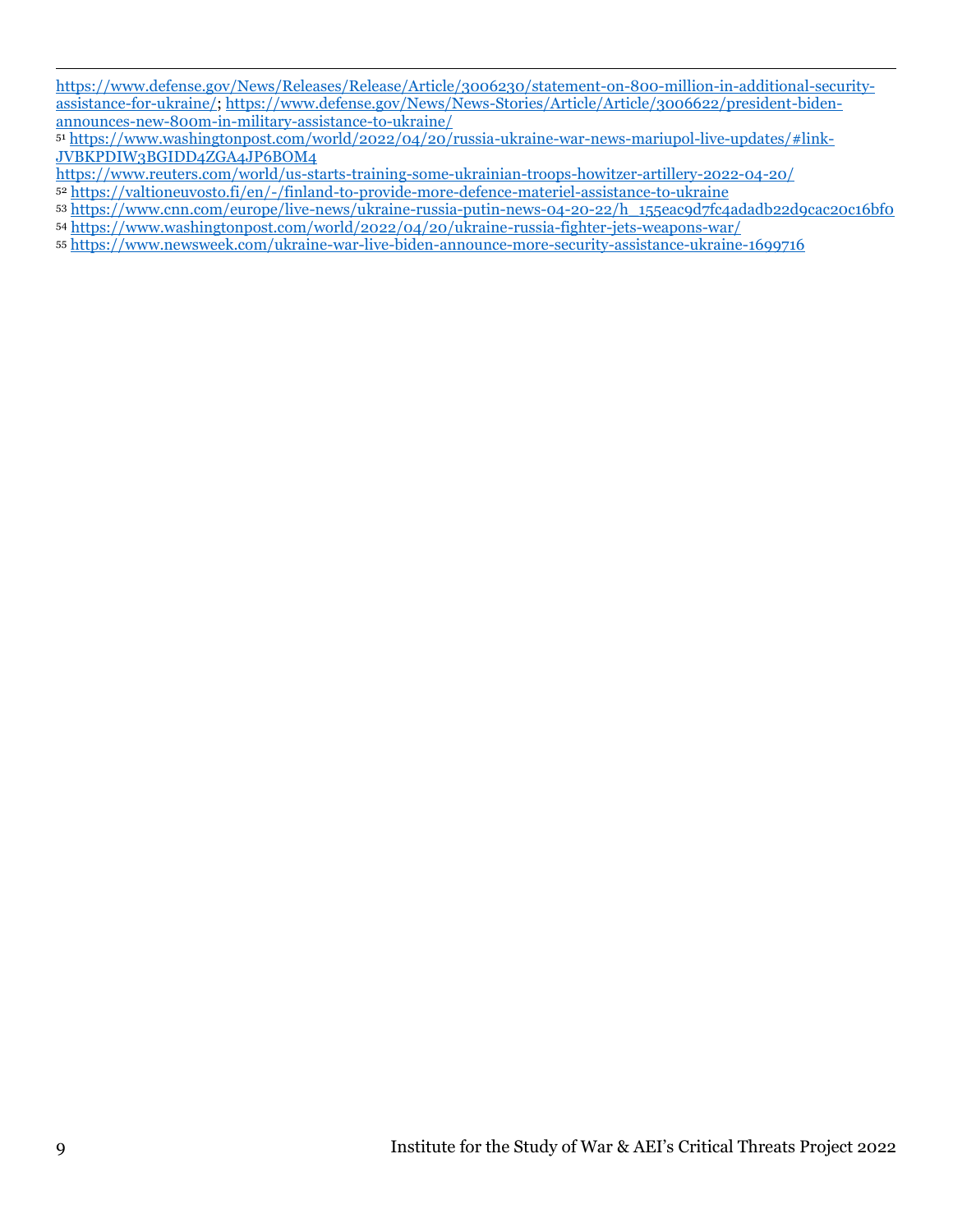https://www.defense.gov/News/Releases/Release/Article/3006230/statement-on-800-million-in-additional-security-assistance-for-ukraine/; https://www.defense.gov/News/News-Stories/Article/Article/3006622/president-biden-announces-new-800m-in-military-assistance-to-ukraine/

[51] https://www.washingtonpost.com/world/2022/04/20/russia-ukraine-war-news-mariupol-live-updates/#link-JVBKPDIW3BGIDD4ZGA4JP6BOM4
https://www.reuters.com/world/us-starts-training-some-ukrainian-troops-howitzer-artillery-2022-04-20/

[52] https://valtioneuvosto.fi/en/-/finland-to-provide-more-defence-materiel-assistance-to-ukraine

[53] https://www.cnn.com/europe/live-news/ukraine-russia-putin-news-04-20-22/h_155eac9d7fc4adadb22d9cac20c16bf0

[54] https://www.washingtonpost.com/world/2022/04/20/ukraine-russia-fighter-jets-weapons-war/

[55] https://www.newsweek.com/ukraine-war-live-biden-announce-more-security-assistance-ukraine-1699716